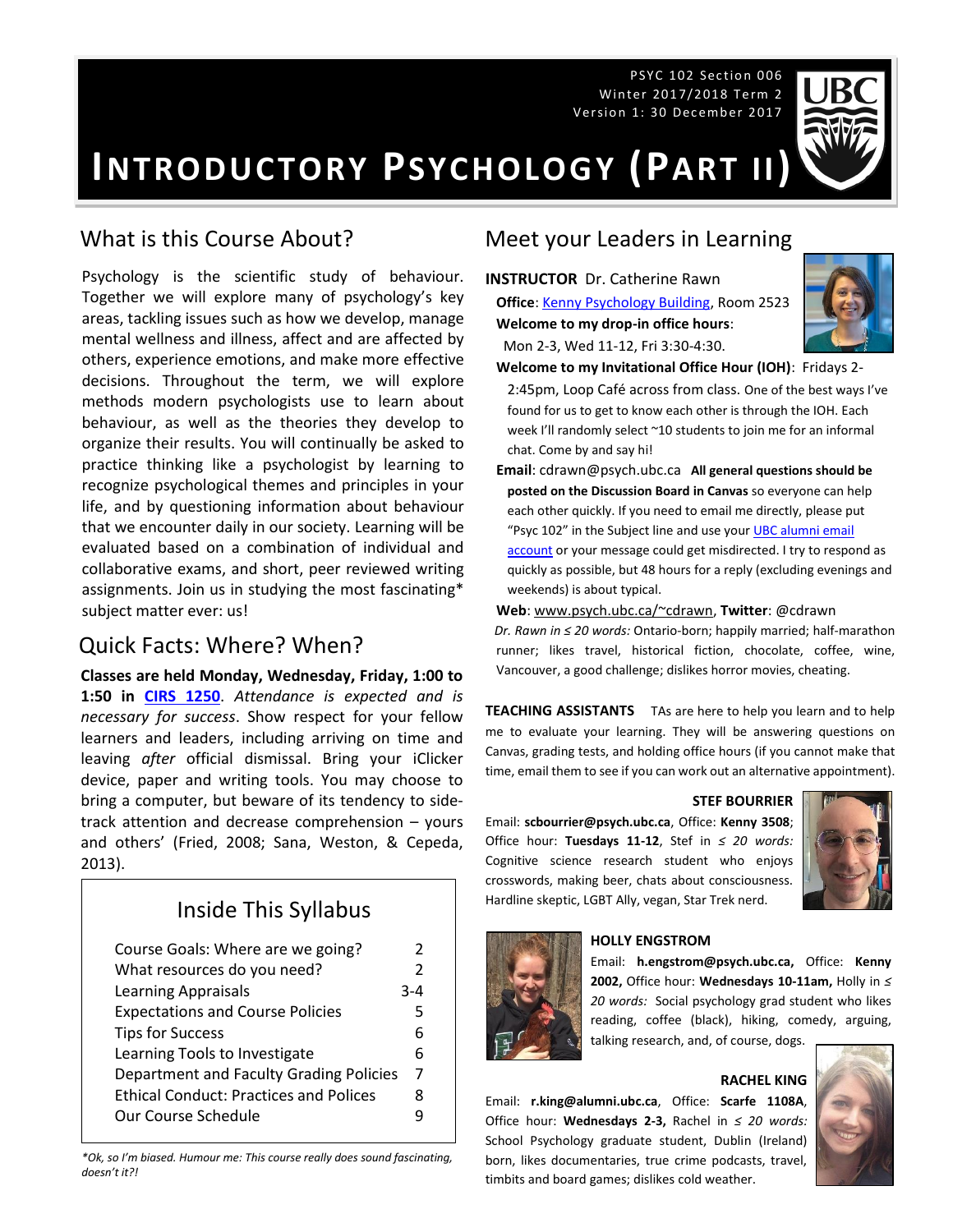PSYC 102 Section 006
Winter 2017/2018 Term 2
Version 1: 30 December 2017

# INTRODUCTORY PSYCHOLOGY (PART II)

## What is this Course About?

Psychology is the scientific study of behaviour. Together we will explore many of psychology's key areas, tackling issues such as how we develop, manage mental wellness and illness, affect and are affected by others, experience emotions, and make more effective decisions. Throughout the term, we will explore methods modern psychologists use to learn about behaviour, as well as the theories they develop to organize their results. You will continually be asked to practice thinking like a psychologist by learning to recognize psychological themes and principles in your life, and by questioning information about behaviour that we encounter daily in our society. Learning will be evaluated based on a combination of individual and collaborative exams, and short, peer reviewed writing assignments. Join us in studying the most fascinating* subject matter ever: us!

## Quick Facts: Where? When?

**Classes are held Monday, Wednesday, Friday, 1:00 to 1:50 in CIRS 1250**. *Attendance is expected and is necessary for success*. Show respect for your fellow learners and leaders, including arriving on time and leaving *after* official dismissal. Bring your iClicker device, paper and writing tools. You may choose to bring a computer, but beware of its tendency to side-track attention and decrease comprehension – yours and others' (Fried, 2008; Sana, Weston, & Cepeda, 2013).

### Inside This Syllabus

| | |
|---|---|
| Course Goals: Where are we going? | 2 |
| What resources do you need? | 2 |
| Learning Appraisals | 3-4 |
| Expectations and Course Policies | 5 |
| Tips for Success | 6 |
| Learning Tools to Investigate | 6 |
| Department and Faculty Grading Policies | 7 |
| Ethical Conduct: Practices and Polices | 8 |
| Our Course Schedule | 9 |

*\*Ok, so I'm biased. Humour me: This course really does sound fascinating, doesn't it?!*

## Meet your Leaders in Learning

**INSTRUCTOR** Dr. Catherine Rawn

**Office**: Kenny Psychology Building, Room 2523

**Welcome to my drop-in office hours**: Mon 2-3, Wed 11-12, Fri 3:30-4:30.

**Welcome to my Invitational Office Hour (IOH)**: Fridays 2-2:45pm, Loop Café across from class. One of the best ways I've found for us to get to know each other is through the IOH. Each week I'll randomly select ~10 students to join me for an informal chat. Come by and say hi!

**Email**: cdrawn@psych.ubc.ca **All general questions should be posted on the Discussion Board in Canvas** so everyone can help each other quickly. If you need to email me directly, please put "Psyc 102" in the Subject line and use your UBC alumni email account or your message could get misdirected. I try to respond as quickly as possible, but 48 hours for a reply (excluding evenings and weekends) is about typical.

**Web**: www.psych.ubc.ca/~cdrawn, **Twitter**: @cdrawn

*Dr. Rawn in ≤ 20 words:* Ontario-born; happily married; half-marathon runner; likes travel, historical fiction, chocolate, coffee, wine, Vancouver, a good challenge; dislikes horror movies, cheating.

**TEACHING ASSISTANTS** TAs are here to help you learn and to help me to evaluate your learning. They will be answering questions on Canvas, grading tests, and holding office hours (if you cannot make that time, email them to see if you can work out an alternative appointment).

**STEF BOURRIER**

Email: **scbourrier@psych.ubc.ca**, Office: **Kenny 3508**; Office hour: **Tuesdays 11-12**, Stef in *≤ 20 words:* Cognitive science research student who enjoys crosswords, making beer, chats about consciousness. Hardline skeptic, LGBT Ally, vegan, Star Trek nerd.

**HOLLY ENGSTROM**

Email: **h.engstrom@psych.ubc.ca,** Office: **Kenny 2002,** Office hour: **Wednesdays 10-11am,** Holly in *≤ 20 words:* Social psychology grad student who likes reading, coffee (black), hiking, comedy, arguing, talking research, and, of course, dogs.

**RACHEL KING**

Email: **r.king@alumni.ubc.ca**, Office: **Scarfe 1108A**, Office hour: **Wednesdays 2-3,** Rachel in *≤ 20 words:* School Psychology graduate student, Dublin (Ireland) born, likes documentaries, true crime podcasts, travel, timbits and board games; dislikes cold weather.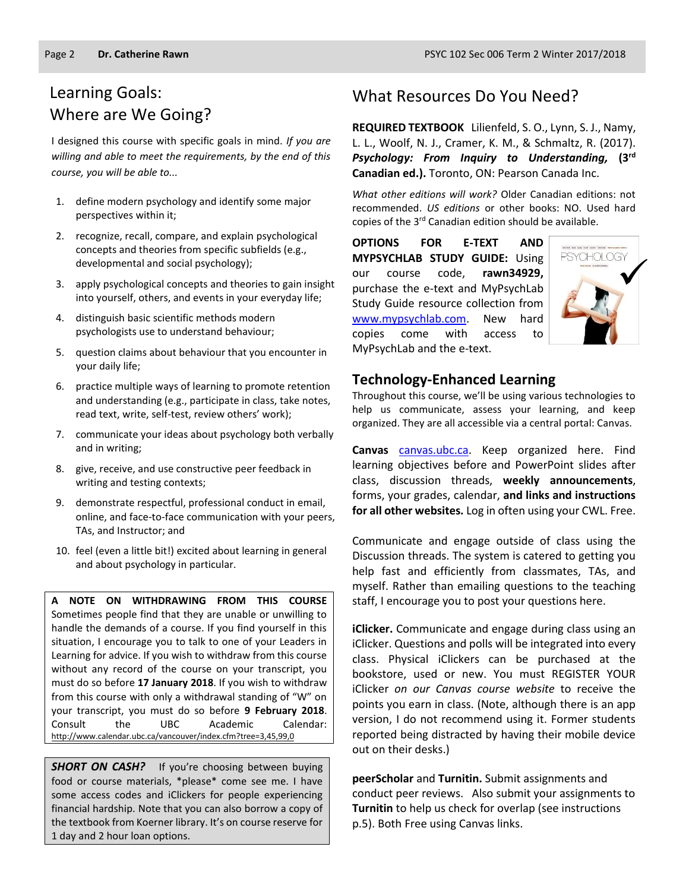## Learning Goals: Where are We Going?

I designed this course with specific goals in mind. *If you are willing and able to meet the requirements, by the end of this course, you will be able to...*

1. define modern psychology and identify some major perspectives within it;
2. recognize, recall, compare, and explain psychological concepts and theories from specific subfields (e.g., developmental and social psychology);
3. apply psychological concepts and theories to gain insight into yourself, others, and events in your everyday life;
4. distinguish basic scientific methods modern psychologists use to understand behaviour;
5. question claims about behaviour that you encounter in your daily life;
6. practice multiple ways of learning to promote retention and understanding (e.g., participate in class, take notes, read text, write, self-test, review others' work);
7. communicate your ideas about psychology both verbally and in writing;
8. give, receive, and use constructive peer feedback in writing and testing contexts;
9. demonstrate respectful, professional conduct in email, online, and face-to-face communication with your peers, TAs, and Instructor; and
10. feel (even a little bit!) excited about learning in general and about psychology in particular.

**A NOTE ON WITHDRAWING FROM THIS COURSE** Sometimes people find that they are unable or unwilling to handle the demands of a course. If you find yourself in this situation, I encourage you to talk to one of your Leaders in Learning for advice. If you wish to withdraw from this course without any record of the course on your transcript, you must do so before **17 January 2018**. If you wish to withdraw from this course with only a withdrawal standing of "W" on your transcript, you must do so before **9 February 2018**. Consult the UBC Academic Calendar: http://www.calendar.ubc.ca/vancouver/index.cfm?tree=3,45,99,0

***SHORT ON CASH?*** If you're choosing between buying food or course materials, \*please\* come see me. I have some access codes and iClickers for people experiencing financial hardship. Note that you can also borrow a copy of the textbook from Koerner library. It's on course reserve for 1 day and 2 hour loan options.

## What Resources Do You Need?

**REQUIRED TEXTBOOK** Lilienfeld, S. O., Lynn, S. J., Namy, L. L., Woolf, N. J., Cramer, K. M., & Schmaltz, R. (2017). ***Psychology: From Inquiry to Understanding,*** **(3rd Canadian ed.).** Toronto, ON: Pearson Canada Inc.

*What other editions will work?* Older Canadian editions: not recommended. *US editions* or other books: NO. Used hard copies of the 3rd Canadian edition should be available.

**OPTIONS FOR E-TEXT AND MYPSYCHLAB STUDY GUIDE:** Using our course code, **rawn34929,** purchase the e-text and MyPsychLab Study Guide resource collection from www.mypsychlab.com. New hard copies come with access to MyPsychLab and the e-text.

### Technology-Enhanced Learning

Throughout this course, we'll be using various technologies to help us communicate, assess your learning, and keep organized. They are all accessible via a central portal: Canvas.

**Canvas** canvas.ubc.ca. Keep organized here. Find learning objectives before and PowerPoint slides after class, discussion threads, **weekly announcements**, forms, your grades, calendar, **and links and instructions for all other websites.** Log in often using your CWL. Free.

Communicate and engage outside of class using the Discussion threads. The system is catered to getting you help fast and efficiently from classmates, TAs, and myself. Rather than emailing questions to the teaching staff, I encourage you to post your questions here.

**iClicker.** Communicate and engage during class using an iClicker. Questions and polls will be integrated into every class. Physical iClickers can be purchased at the bookstore, used or new. You must REGISTER YOUR iClicker *on our Canvas course website* to receive the points you earn in class. (Note, although there is an app version, I do not recommend using it. Former students reported being distracted by having their mobile device out on their desks.)

**peerScholar** and **Turnitin.** Submit assignments and conduct peer reviews. Also submit your assignments to **Turnitin** to help us check for overlap (see instructions p.5). Both Free using Canvas links.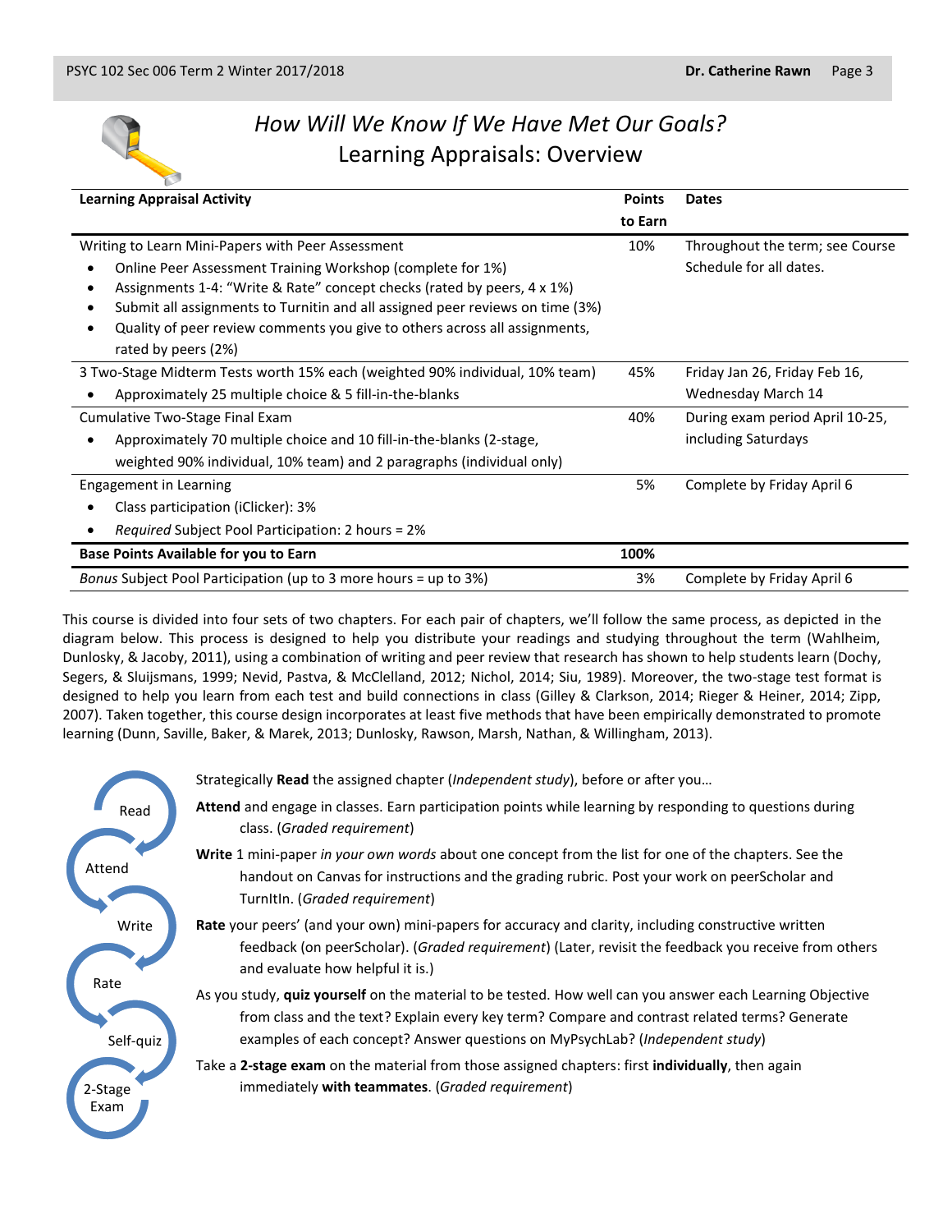## *How Will We Know If We Have Met Our Goals?*

## Learning Appraisals: Overview

| Learning Appraisal Activity | Points to Earn | Dates |
|---|---|---|
| Writing to Learn Mini-Papers with Peer Assessment<br>• Online Peer Assessment Training Workshop (complete for 1%)<br>• Assignments 1-4: "Write & Rate" concept checks (rated by peers, 4 x 1%)<br>• Submit all assignments to Turnitin and all assigned peer reviews on time (3%)<br>• Quality of peer review comments you give to others across all assignments, rated by peers (2%) | 10% | Throughout the term; see Course Schedule for all dates. |
| 3 Two-Stage Midterm Tests worth 15% each (weighted 90% individual, 10% team)<br>• Approximately 25 multiple choice & 5 fill-in-the-blanks | 45% | Friday Jan 26, Friday Feb 16, Wednesday March 14 |
| Cumulative Two-Stage Final Exam<br>• Approximately 70 multiple choice and 10 fill-in-the-blanks (2-stage, weighted 90% individual, 10% team) and 2 paragraphs (individual only) | 40% | During exam period April 10-25, including Saturdays |
| Engagement in Learning<br>• Class participation (iClicker): 3%<br>• *Required* Subject Pool Participation: 2 hours = 2% | 5% | Complete by Friday April 6 |
| **Base Points Available for you to Earn** | **100%** | |
| *Bonus* Subject Pool Participation (up to 3 more hours = up to 3%) | 3% | Complete by Friday April 6 |

This course is divided into four sets of two chapters. For each pair of chapters, we'll follow the same process, as depicted in the diagram below. This process is designed to help you distribute your readings and studying throughout the term (Wahlheim, Dunlosky, & Jacoby, 2011), using a combination of writing and peer review that research has shown to help students learn (Dochy, Segers, & Sluijsmans, 1999; Nevid, Pastva, & McClelland, 2012; Nichol, 2014; Siu, 1989). Moreover, the two-stage test format is designed to help you learn from each test and build connections in class (Gilley & Clarkson, 2014; Rieger & Heiner, 2014; Zipp, 2007). Taken together, this course design incorporates at least five methods that have been empirically demonstrated to promote learning (Dunn, Saville, Baker, & Marek, 2013; Dunlosky, Rawson, Marsh, Nathan, & Willingham, 2013).

Read → Attend → Write → Rate → Self-quiz → 2-Stage Exam

Strategically **Read** the assigned chapter (*Independent study*), before or after you…

**Attend** and engage in classes. Earn participation points while learning by responding to questions during class. (*Graded requirement*)

**Write** 1 mini-paper *in your own words* about one concept from the list for one of the chapters. See the handout on Canvas for instructions and the grading rubric. Post your work on peerScholar and TurnItIn. (*Graded requirement*)

**Rate** your peers' (and your own) mini-papers for accuracy and clarity, including constructive written feedback (on peerScholar). (*Graded requirement*) (Later, revisit the feedback you receive from others and evaluate how helpful it is.)

As you study, **quiz yourself** on the material to be tested. How well can you answer each Learning Objective from class and the text? Explain every key term? Compare and contrast related terms? Generate examples of each concept? Answer questions on MyPsychLab? (*Independent study*)

Take a **2-stage exam** on the material from those assigned chapters: first **individually**, then again immediately **with teammates**. (*Graded requirement*)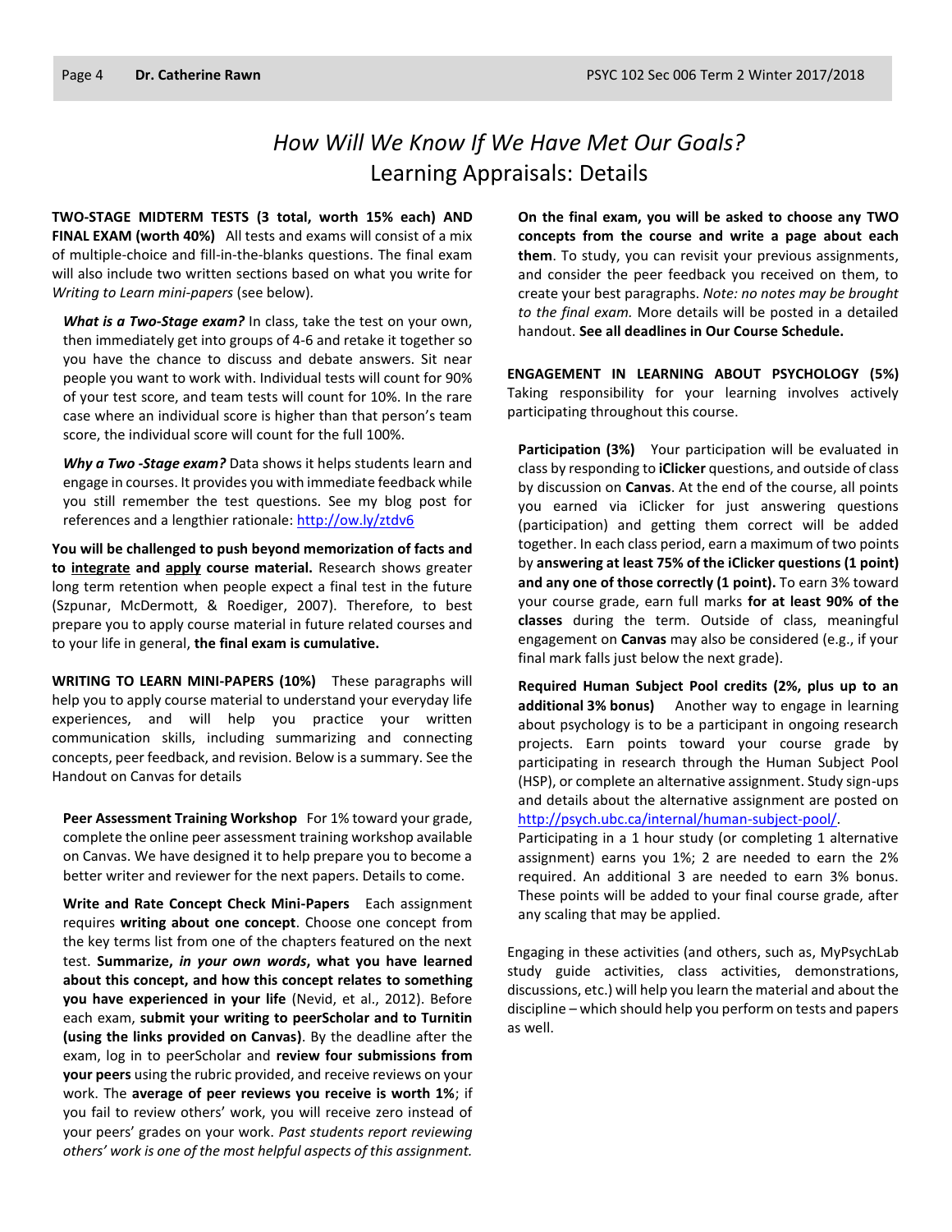# *How Will We Know If We Have Met Our Goals?*
## Learning Appraisals: Details

**TWO-STAGE MIDTERM TESTS (3 total, worth 15% each) AND FINAL EXAM (worth 40%)** All tests and exams will consist of a mix of multiple-choice and fill-in-the-blanks questions. The final exam will also include two written sections based on what you write for *Writing to Learn mini-papers* (see below).

***What is a Two-Stage exam?*** In class, take the test on your own, then immediately get into groups of 4-6 and retake it together so you have the chance to discuss and debate answers. Sit near people you want to work with. Individual tests will count for 90% of your test score, and team tests will count for 10%. In the rare case where an individual score is higher than that person's team score, the individual score will count for the full 100%.

***Why a Two -Stage exam?*** Data shows it helps students learn and engage in courses. It provides you with immediate feedback while you still remember the test questions. See my blog post for references and a lengthier rationale: http://ow.ly/ztdv6

**You will be challenged to push beyond memorization of facts and to integrate and apply course material.** Research shows greater long term retention when people expect a final test in the future (Szpunar, McDermott, & Roediger, 2007). Therefore, to best prepare you to apply course material in future related courses and to your life in general, **the final exam is cumulative.**

**WRITING TO LEARN MINI-PAPERS (10%)** These paragraphs will help you to apply course material to understand your everyday life experiences, and will help you practice your written communication skills, including summarizing and connecting concepts, peer feedback, and revision. Below is a summary. See the Handout on Canvas for details

**Peer Assessment Training Workshop** For 1% toward your grade, complete the online peer assessment training workshop available on Canvas. We have designed it to help prepare you to become a better writer and reviewer for the next papers. Details to come.

**Write and Rate Concept Check Mini-Papers** Each assignment requires **writing about one concept**. Choose one concept from the key terms list from one of the chapters featured on the next test. **Summarize, *in your own words*, what you have learned about this concept, and how this concept relates to something you have experienced in your life** (Nevid, et al., 2012). Before each exam, **submit your writing to peerScholar and to Turnitin (using the links provided on Canvas)**. By the deadline after the exam, log in to peerScholar and **review four submissions from your peers** using the rubric provided, and receive reviews on your work. The **average of peer reviews you receive is worth 1%**; if you fail to review others' work, you will receive zero instead of your peers' grades on your work. *Past students report reviewing others' work is one of the most helpful aspects of this assignment.*

**On the final exam, you will be asked to choose any TWO concepts from the course and write a page about each them**. To study, you can revisit your previous assignments, and consider the peer feedback you received on them, to create your best paragraphs. *Note: no notes may be brought to the final exam.* More details will be posted in a detailed handout. **See all deadlines in Our Course Schedule.**

**ENGAGEMENT IN LEARNING ABOUT PSYCHOLOGY (5%)** Taking responsibility for your learning involves actively participating throughout this course.

**Participation (3%)** Your participation will be evaluated in class by responding to **iClicker** questions, and outside of class by discussion on **Canvas**. At the end of the course, all points you earned via iClicker for just answering questions (participation) and getting them correct will be added together. In each class period, earn a maximum of two points by **answering at least 75% of the iClicker questions (1 point) and any one of those correctly (1 point).** To earn 3% toward your course grade, earn full marks **for at least 90% of the classes** during the term. Outside of class, meaningful engagement on **Canvas** may also be considered (e.g., if your final mark falls just below the next grade).

**Required Human Subject Pool credits (2%, plus up to an additional 3% bonus)** Another way to engage in learning about psychology is to be a participant in ongoing research projects. Earn points toward your course grade by participating in research through the Human Subject Pool (HSP), or complete an alternative assignment. Study sign-ups and details about the alternative assignment are posted on http://psych.ubc.ca/internal/human-subject-pool/.
Participating in a 1 hour study (or completing 1 alternative assignment) earns you 1%; 2 are needed to earn the 2% required. An additional 3 are needed to earn 3% bonus. These points will be added to your final course grade, after any scaling that may be applied.

Engaging in these activities (and others, such as, MyPsychLab study guide activities, class activities, demonstrations, discussions, etc.) will help you learn the material and about the discipline – which should help you perform on tests and papers as well.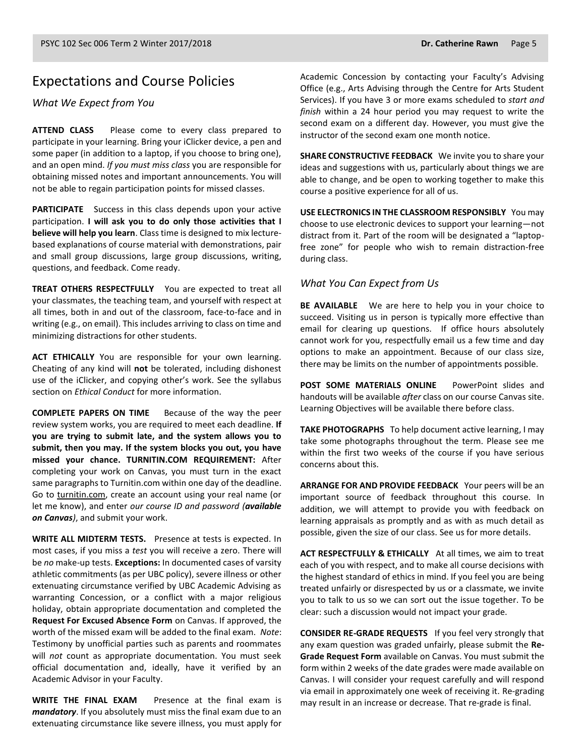## Expectations and Course Policies

### *What We Expect from You*

**ATTEND CLASS** Please come to every class prepared to participate in your learning. Bring your iClicker device, a pen and some paper (in addition to a laptop, if you choose to bring one), and an open mind. *If you must miss class* you are responsible for obtaining missed notes and important announcements. You will not be able to regain participation points for missed classes.

**PARTICIPATE** Success in this class depends upon your active participation. **I will ask you to do only those activities that I believe will help you learn**. Class time is designed to mix lecture-based explanations of course material with demonstrations, pair and small group discussions, large group discussions, writing, questions, and feedback. Come ready.

**TREAT OTHERS RESPECTFULLY** You are expected to treat all your classmates, the teaching team, and yourself with respect at all times, both in and out of the classroom, face-to-face and in writing (e.g., on email). This includes arriving to class on time and minimizing distractions for other students.

**ACT ETHICALLY** You are responsible for your own learning. Cheating of any kind will **not** be tolerated, including dishonest use of the iClicker, and copying other's work. See the syllabus section on *Ethical Conduct* for more information.

**COMPLETE PAPERS ON TIME** Because of the way the peer review system works, you are required to meet each deadline. **If you are trying to submit late, and the system allows you to submit, then you may. If the system blocks you out, you have missed your chance. TURNITIN.COM REQUIREMENT:** After completing your work on Canvas, you must turn in the exact same paragraphs to Turnitin.com within one day of the deadline. Go to turnitin.com, create an account using your real name (or let me know), and enter *our course ID and password (**available on Canvas**)*, and submit your work.

**WRITE ALL MIDTERM TESTS.** Presence at tests is expected. In most cases, if you miss a *test* you will receive a zero. There will be *no* make-up tests. **Exceptions:** In documented cases of varsity athletic commitments (as per UBC policy), severe illness or other extenuating circumstance verified by UBC Academic Advising as warranting Concession, or a conflict with a major religious holiday, obtain appropriate documentation and completed the **Request For Excused Absence Form** on Canvas. If approved, the worth of the missed exam will be added to the final exam. *Note*: Testimony by unofficial parties such as parents and roommates will *not* count as appropriate documentation. You must seek official documentation and, ideally, have it verified by an Academic Advisor in your Faculty.

**WRITE THE FINAL EXAM** Presence at the final exam is ***mandatory***. If you absolutely must miss the final exam due to an extenuating circumstance like severe illness, you must apply for Academic Concession by contacting your Faculty's Advising Office (e.g., Arts Advising through the Centre for Arts Student Services). If you have 3 or more exams scheduled to *start and finish* within a 24 hour period you may request to write the second exam on a different day. However, you must give the instructor of the second exam one month notice.

**SHARE CONSTRUCTIVE FEEDBACK** We invite you to share your ideas and suggestions with us, particularly about things we are able to change, and be open to working together to make this course a positive experience for all of us.

**USE ELECTRONICS IN THE CLASSROOM RESPONSIBLY** You may choose to use electronic devices to support your learning—not distract from it. Part of the room will be designated a "laptop-free zone" for people who wish to remain distraction-free during class.

### *What You Can Expect from Us*

**BE AVAILABLE** We are here to help you in your choice to succeed. Visiting us in person is typically more effective than email for clearing up questions. If office hours absolutely cannot work for you, respectfully email us a few time and day options to make an appointment. Because of our class size, there may be limits on the number of appointments possible.

**POST SOME MATERIALS ONLINE** PowerPoint slides and handouts will be available *after* class on our course Canvas site. Learning Objectives will be available there before class.

**TAKE PHOTOGRAPHS** To help document active learning, I may take some photographs throughout the term. Please see me within the first two weeks of the course if you have serious concerns about this.

**ARRANGE FOR AND PROVIDE FEEDBACK** Your peers will be an important source of feedback throughout this course. In addition, we will attempt to provide you with feedback on learning appraisals as promptly and as with as much detail as possible, given the size of our class. See us for more details.

**ACT RESPECTFULLY & ETHICALLY** At all times, we aim to treat each of you with respect, and to make all course decisions with the highest standard of ethics in mind. If you feel you are being treated unfairly or disrespected by us or a classmate, we invite you to talk to us so we can sort out the issue together. To be clear: such a discussion would not impact your grade.

**CONSIDER RE-GRADE REQUESTS** If you feel very strongly that any exam question was graded unfairly, please submit the **Re-Grade Request Form** available on Canvas. You must submit the form within 2 weeks of the date grades were made available on Canvas. I will consider your request carefully and will respond via email in approximately one week of receiving it. Re-grading may result in an increase or decrease. That re-grade is final.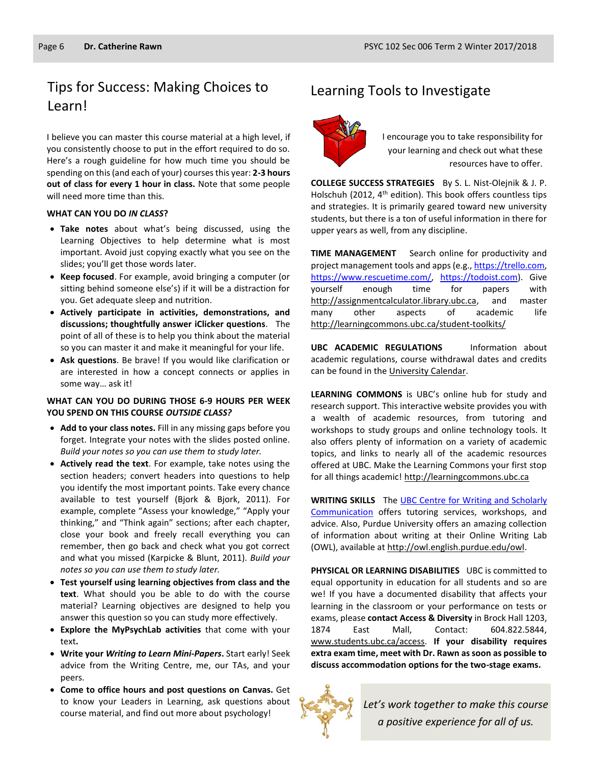# Tips for Success: Making Choices to Learn!

I believe you can master this course material at a high level, if you consistently choose to put in the effort required to do so. Here's a rough guideline for how much time you should be spending on this (and each of your) courses this year: **2-3 hours out of class for every 1 hour in class.** Note that some people will need more time than this.

**WHAT CAN YOU DO *IN CLASS*?**

- **Take notes** about what's being discussed, using the Learning Objectives to help determine what is most important. Avoid just copying exactly what you see on the slides; you'll get those words later.
- **Keep focused**. For example, avoid bringing a computer (or sitting behind someone else's) if it will be a distraction for you. Get adequate sleep and nutrition.
- **Actively participate in activities, demonstrations, and discussions; thoughtfully answer iClicker questions**. The point of all of these is to help you think about the material so you can master it and make it meaningful for your life.
- **Ask questions**. Be brave! If you would like clarification or are interested in how a concept connects or applies in some way… ask it!

**WHAT CAN YOU DO DURING THOSE 6-9 HOURS PER WEEK YOU SPEND ON THIS COURSE *OUTSIDE CLASS?***

- **Add to your class notes.** Fill in any missing gaps before you forget. Integrate your notes with the slides posted online. *Build your notes so you can use them to study later.*
- **Actively read the text**. For example, take notes using the section headers; convert headers into questions to help you identify the most important points. Take every chance available to test yourself (Bjork & Bjork, 2011). For example, complete "Assess your knowledge," "Apply your thinking," and "Think again" sections; after each chapter, close your book and freely recall everything you can remember, then go back and check what you got correct and what you missed (Karpicke & Blunt, 2011). *Build your notes so you can use them to study later.*
- **Test yourself using learning objectives from class and the text**. What should you be able to do with the course material? Learning objectives are designed to help you answer this question so you can study more effectively.
- **Explore the MyPsychLab activities** that come with your text**.**
- **Write your *Writing to Learn Mini-Papers*.** Start early! Seek advice from the Writing Centre, me, our TAs, and your peers.
- **Come to office hours and post questions on Canvas.** Get to know your Leaders in Learning, ask questions about course material, and find out more about psychology!

# Learning Tools to Investigate

I encourage you to take responsibility for your learning and check out what these resources have to offer.

**COLLEGE SUCCESS STRATEGIES** By S. L. Nist-Olejnik & J. P. Holschuh (2012, 4th edition). This book offers countless tips and strategies. It is primarily geared toward new university students, but there is a ton of useful information in there for upper years as well, from any discipline.

**TIME MANAGEMENT** Search online for productivity and project management tools and apps (e.g., https://trello.com, https://www.rescuetime.com/, https://todoist.com). Give yourself enough time for papers with http://assignmentcalculator.library.ubc.ca, and master many other aspects of academic life http://learningcommons.ubc.ca/student-toolkits/

**UBC ACADEMIC REGULATIONS** Information about academic regulations, course withdrawal dates and credits can be found in the University Calendar.

**LEARNING COMMONS** is UBC's online hub for study and research support. This interactive website provides you with a wealth of academic resources, from tutoring and workshops to study groups and online technology tools. It also offers plenty of information on a variety of academic topics, and links to nearly all of the academic resources offered at UBC. Make the Learning Commons your first stop for all things academic! http://learningcommons.ubc.ca

**WRITING SKILLS** The UBC Centre for Writing and Scholarly Communication offers tutoring services, workshops, and advice. Also, Purdue University offers an amazing collection of information about writing at their Online Writing Lab (OWL), available at http://owl.english.purdue.edu/owl.

**PHYSICAL OR LEARNING DISABILITIES** UBC is committed to equal opportunity in education for all students and so are we! If you have a documented disability that affects your learning in the classroom or your performance on tests or exams, please **contact Access & Diversity** in Brock Hall 1203, 1874 East Mall, Contact: 604.822.5844, www.students.ubc.ca/access. **If your disability requires extra exam time, meet with Dr. Rawn as soon as possible to discuss accommodation options for the two-stage exams.**

*Let's work together to make this course a positive experience for all of us.*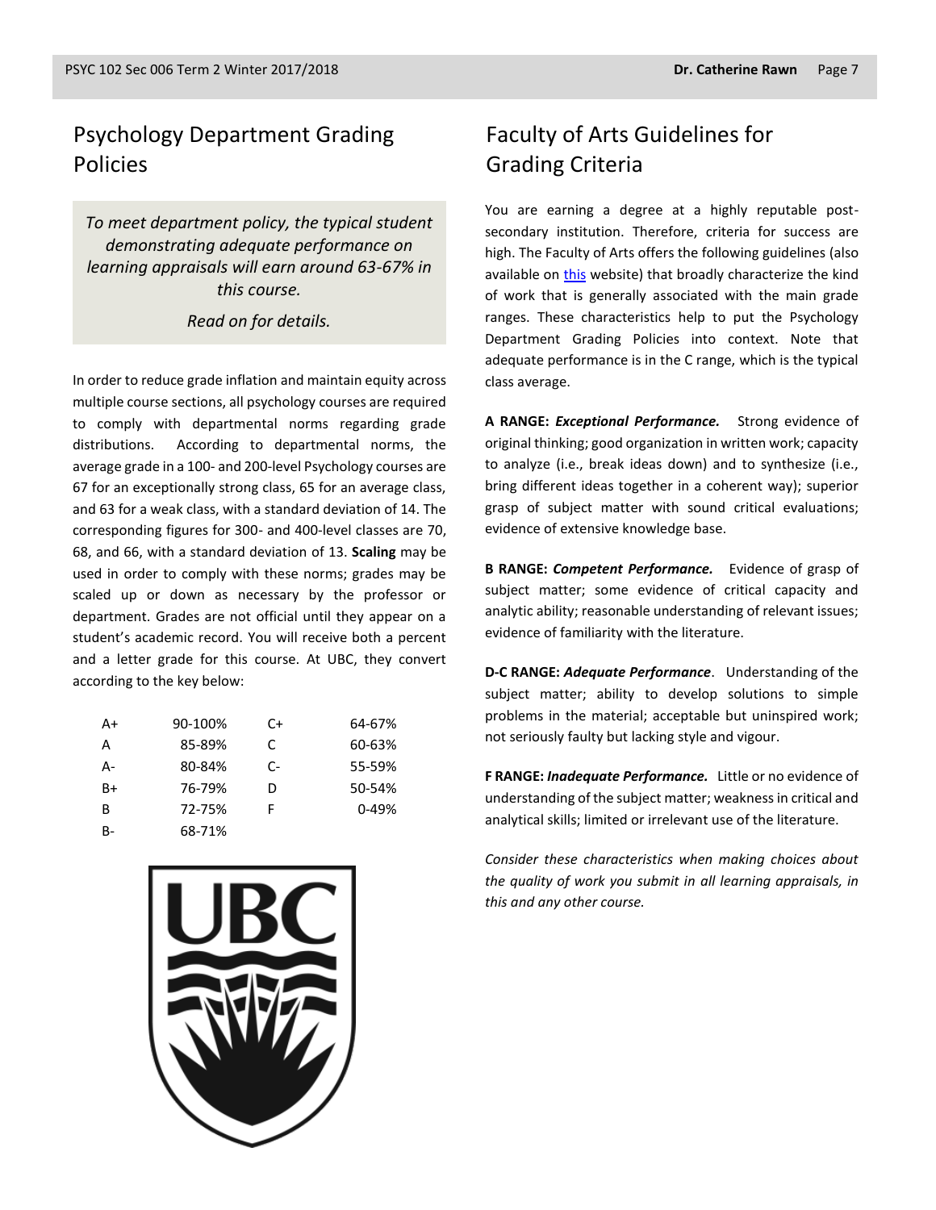## Psychology Department Grading Policies

*To meet department policy, the typical student demonstrating adequate performance on learning appraisals will earn around 63-67% in this course.*

*Read on for details.*

In order to reduce grade inflation and maintain equity across multiple course sections, all psychology courses are required to comply with departmental norms regarding grade distributions. According to departmental norms, the average grade in a 100- and 200-level Psychology courses are 67 for an exceptionally strong class, 65 for an average class, and 63 for a weak class, with a standard deviation of 14. The corresponding figures for 300- and 400-level classes are 70, 68, and 66, with a standard deviation of 13. **Scaling** may be used in order to comply with these norms; grades may be scaled up or down as necessary by the professor or department. Grades are not official until they appear on a student's academic record. You will receive both a percent and a letter grade for this course. At UBC, they convert according to the key below:

| | | | |
|---|---|---|---|
| A+ | 90-100% | C+ | 64-67% |
| A | 85-89% | C | 60-63% |
| A- | 80-84% | C- | 55-59% |
| B+ | 76-79% | D | 50-54% |
| B | 72-75% | F | 0-49% |
| B- | 68-71% | | |

## Faculty of Arts Guidelines for Grading Criteria

You are earning a degree at a highly reputable post-secondary institution. Therefore, criteria for success are high. The Faculty of Arts offers the following guidelines (also available on this website) that broadly characterize the kind of work that is generally associated with the main grade ranges. These characteristics help to put the Psychology Department Grading Policies into context. Note that adequate performance is in the C range, which is the typical class average.

**A RANGE:** ***Exceptional Performance.*** Strong evidence of original thinking; good organization in written work; capacity to analyze (i.e., break ideas down) and to synthesize (i.e., bring different ideas together in a coherent way); superior grasp of subject matter with sound critical evaluations; evidence of extensive knowledge base.

**B RANGE:** ***Competent Performance.*** Evidence of grasp of subject matter; some evidence of critical capacity and analytic ability; reasonable understanding of relevant issues; evidence of familiarity with the literature.

**D-C RANGE:** ***Adequate Performance***. Understanding of the subject matter; ability to develop solutions to simple problems in the material; acceptable but uninspired work; not seriously faulty but lacking style and vigour.

**F RANGE:** ***Inadequate Performance.*** Little or no evidence of understanding of the subject matter; weakness in critical and analytical skills; limited or irrelevant use of the literature.

*Consider these characteristics when making choices about the quality of work you submit in all learning appraisals, in this and any other course.*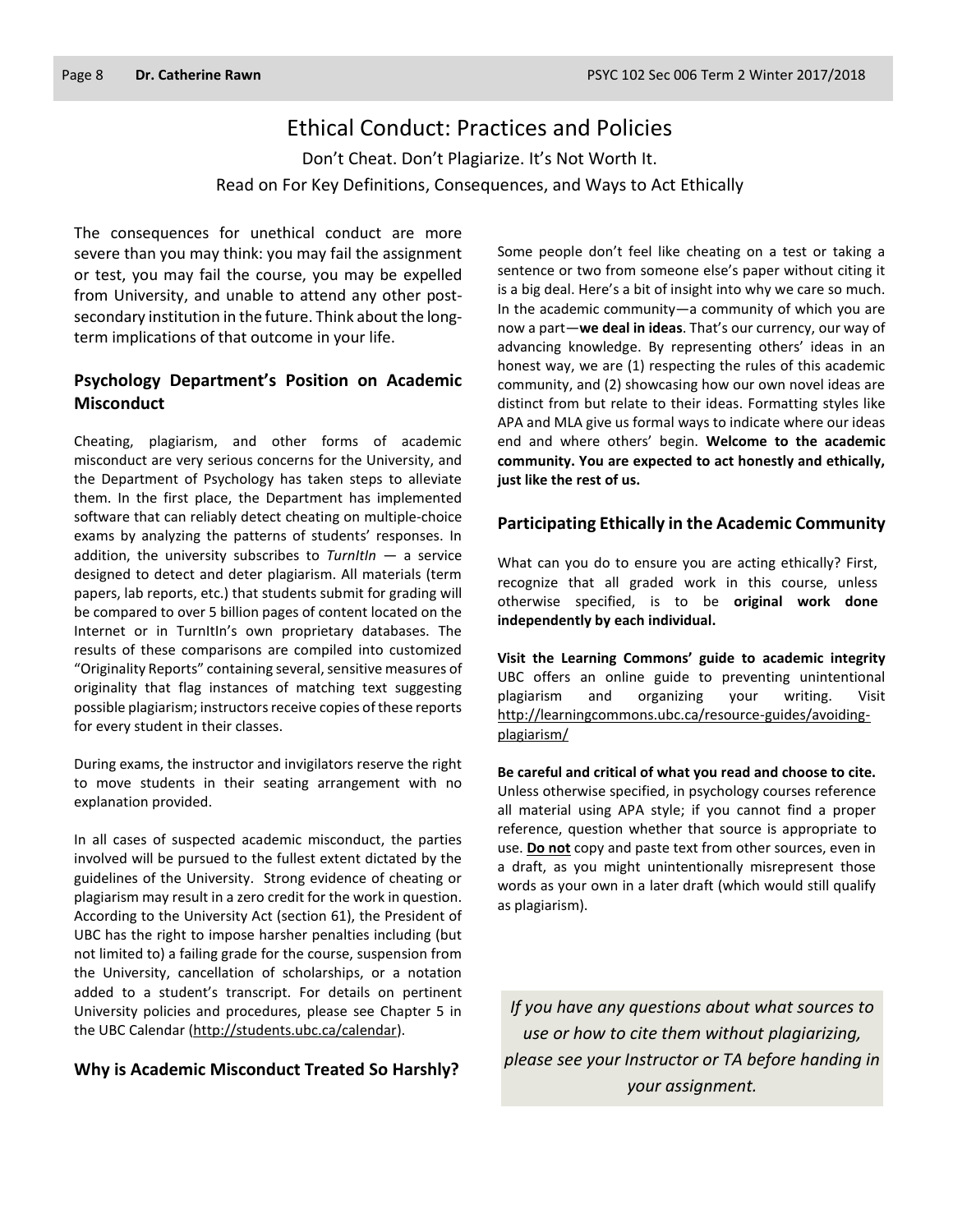# Ethical Conduct: Practices and Policies

Don't Cheat. Don't Plagiarize. It's Not Worth It.

Read on For Key Definitions, Consequences, and Ways to Act Ethically

The consequences for unethical conduct are more severe than you may think: you may fail the assignment or test, you may fail the course, you may be expelled from University, and unable to attend any other post-secondary institution in the future. Think about the long-term implications of that outcome in your life.

## Psychology Department's Position on Academic Misconduct

Cheating, plagiarism, and other forms of academic misconduct are very serious concerns for the University, and the Department of Psychology has taken steps to alleviate them. In the first place, the Department has implemented software that can reliably detect cheating on multiple-choice exams by analyzing the patterns of students' responses. In addition, the university subscribes to *TurnItIn* — a service designed to detect and deter plagiarism. All materials (term papers, lab reports, etc.) that students submit for grading will be compared to over 5 billion pages of content located on the Internet or in TurnItIn's own proprietary databases. The results of these comparisons are compiled into customized "Originality Reports" containing several, sensitive measures of originality that flag instances of matching text suggesting possible plagiarism; instructors receive copies of these reports for every student in their classes.

During exams, the instructor and invigilators reserve the right to move students in their seating arrangement with no explanation provided.

In all cases of suspected academic misconduct, the parties involved will be pursued to the fullest extent dictated by the guidelines of the University. Strong evidence of cheating or plagiarism may result in a zero credit for the work in question. According to the University Act (section 61), the President of UBC has the right to impose harsher penalties including (but not limited to) a failing grade for the course, suspension from the University, cancellation of scholarships, or a notation added to a student's transcript. For details on pertinent University policies and procedures, please see Chapter 5 in the UBC Calendar (http://students.ubc.ca/calendar).

## Why is Academic Misconduct Treated So Harshly?

Some people don't feel like cheating on a test or taking a sentence or two from someone else's paper without citing it is a big deal. Here's a bit of insight into why we care so much. In the academic community—a community of which you are now a part—**we deal in ideas**. That's our currency, our way of advancing knowledge. By representing others' ideas in an honest way, we are (1) respecting the rules of this academic community, and (2) showcasing how our own novel ideas are distinct from but relate to their ideas. Formatting styles like APA and MLA give us formal ways to indicate where our ideas end and where others' begin. **Welcome to the academic community. You are expected to act honestly and ethically, just like the rest of us.**

## Participating Ethically in the Academic Community

What can you do to ensure you are acting ethically? First, recognize that all graded work in this course, unless otherwise specified, is to be **original work done independently by each individual.**

**Visit the Learning Commons' guide to academic integrity**
UBC offers an online guide to preventing unintentional plagiarism and organizing your writing. Visit http://learningcommons.ubc.ca/resource-guides/avoiding-plagiarism/

**Be careful and critical of what you read and choose to cite.**
Unless otherwise specified, in psychology courses reference all material using APA style; if you cannot find a proper reference, question whether that source is appropriate to use. **Do not** copy and paste text from other sources, even in a draft, as you might unintentionally misrepresent those words as your own in a later draft (which would still qualify as plagiarism).

*If you have any questions about what sources to use or how to cite them without plagiarizing, please see your Instructor or TA before handing in your assignment.*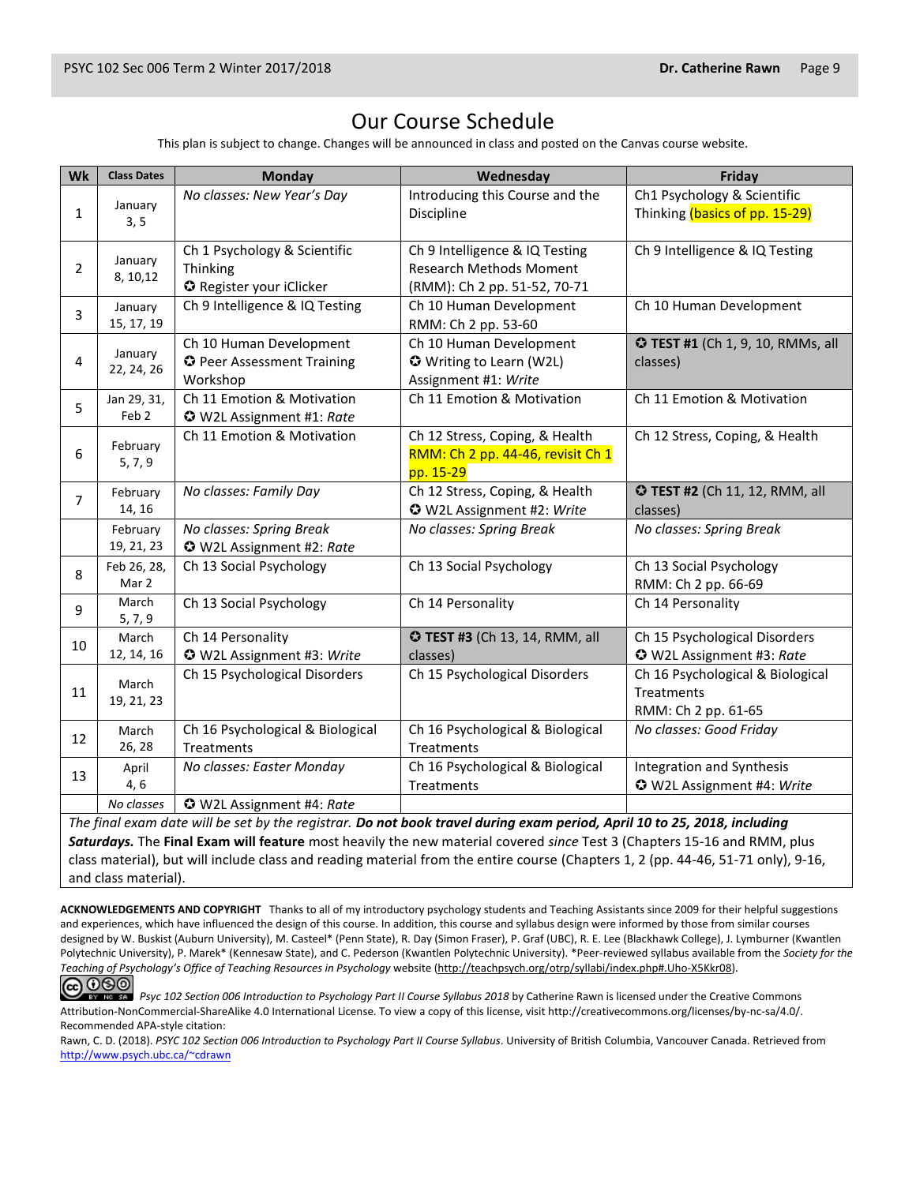# Our Course Schedule

This plan is subject to change. Changes will be announced in class and posted on the Canvas course website.

| Wk | Class Dates | Monday | Wednesday | Friday |
|---|---|---|---|---|
| 1 | January 3, 5 | *No classes: New Year's Day* | Introducing this Course and the Discipline | Ch1 Psychology & Scientific Thinking (basics of pp. 15-29) |
| 2 | January 8, 10,12 | Ch 1 Psychology & Scientific Thinking ✪ Register your iClicker | Ch 9 Intelligence & IQ Testing Research Methods Moment (RMM): Ch 2 pp. 51-52, 70-71 | Ch 9 Intelligence & IQ Testing |
| 3 | January 15, 17, 19 | Ch 9 Intelligence & IQ Testing | Ch 10 Human Development RMM: Ch 2 pp. 53-60 | Ch 10 Human Development |
| 4 | January 22, 24, 26 | Ch 10 Human Development ✪ Peer Assessment Training Workshop | Ch 10 Human Development ✪ Writing to Learn (W2L) Assignment #1: *Write* | ✪ **TEST #1** (Ch 1, 9, 10, RMMs, all classes) |
| 5 | Jan 29, 31, Feb 2 | Ch 11 Emotion & Motivation ✪ W2L Assignment #1: *Rate* | Ch 11 Emotion & Motivation | Ch 11 Emotion & Motivation |
| 6 | February 5, 7, 9 | Ch 11 Emotion & Motivation | Ch 12 Stress, Coping, & Health RMM: Ch 2 pp. 44-46, revisit Ch 1 pp. 15-29 | Ch 12 Stress, Coping, & Health |
| 7 | February 14, 16 | *No classes: Family Day* | Ch 12 Stress, Coping, & Health ✪ W2L Assignment #2: *Write* | ✪ **TEST #2** (Ch 11, 12, RMM, all classes) |
| | February 19, 21, 23 | *No classes: Spring Break* ✪ W2L Assignment #2: *Rate* | *No classes: Spring Break* | *No classes: Spring Break* |
| 8 | Feb 26, 28, Mar 2 | Ch 13 Social Psychology | Ch 13 Social Psychology | Ch 13 Social Psychology RMM: Ch 2 pp. 66-69 |
| 9 | March 5, 7, 9 | Ch 13 Social Psychology | Ch 14 Personality | Ch 14 Personality |
| 10 | March 12, 14, 16 | Ch 14 Personality ✪ W2L Assignment #3: *Write* | ✪ **TEST #3** (Ch 13, 14, RMM, all classes) | Ch 15 Psychological Disorders ✪ W2L Assignment #3: *Rate* |
| 11 | March 19, 21, 23 | Ch 15 Psychological Disorders | Ch 15 Psychological Disorders | Ch 16 Psychological & Biological Treatments RMM: Ch 2 pp. 61-65 |
| 12 | March 26, 28 | Ch 16 Psychological & Biological Treatments | Ch 16 Psychological & Biological Treatments | *No classes: Good Friday* |
| 13 | April 4, 6 | *No classes: Easter Monday* | Ch 16 Psychological & Biological Treatments | Integration and Synthesis ✪ W2L Assignment #4: *Write* |
| | *No classes* | ✪ W2L Assignment #4: *Rate* | | |

*The final exam date will be set by the registrar.* ***Do not book travel during exam period, April 10 to 25, 2018, including Saturdays.*** The **Final Exam will feature** most heavily the new material covered *since* Test 3 (Chapters 15-16 and RMM, plus class material), but will include class and reading material from the entire course (Chapters 1, 2 (pp. 44-46, 51-71 only), 9-16, and class material).

**ACKNOWLEDGEMENTS AND COPYRIGHT** Thanks to all of my introductory psychology students and Teaching Assistants since 2009 for their helpful suggestions and experiences, which have influenced the design of this course. In addition, this course and syllabus design were informed by those from similar courses designed by W. Buskist (Auburn University), M. Casteel* (Penn State), R. Day (Simon Fraser), P. Graf (UBC), R. E. Lee (Blackhawk College), J. Lymburner (Kwantlen Polytechnic University), P. Marek* (Kennesaw State), and C. Pederson (Kwantlen Polytechnic University). *Peer-reviewed syllabus available from the *Society for the Teaching of Psychology's Office of Teaching Resources in Psychology* website (http://teachpsych.org/otrp/syllabi/index.php#.Uho-X5Kkr08).

*Psyc 102 Section 006 Introduction to Psychology Part II Course Syllabus 2018* by Catherine Rawn is licensed under the Creative Commons Attribution-NonCommercial-ShareAlike 4.0 International License. To view a copy of this license, visit http://creativecommons.org/licenses/by-nc-sa/4.0/.

Recommended APA-style citation:

Rawn, C. D. (2018). *PSYC 102 Section 006 Introduction to Psychology Part II Course Syllabus*. University of British Columbia, Vancouver Canada. Retrieved from http://www.psych.ubc.ca/~cdrawn